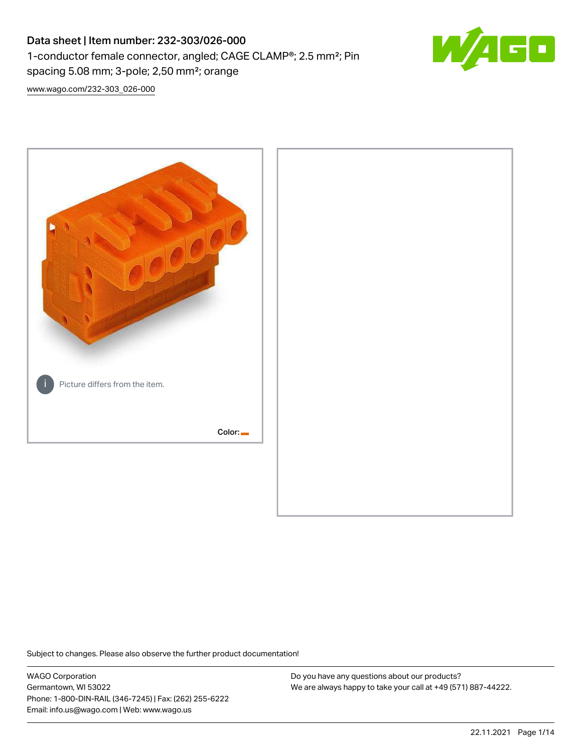# Data sheet | Item number: 232-303/026-000

1-conductor female connector, angled; CAGE CLAMP®; 2.5 mm²; Pin spacing 5.08 mm; 3-pole; 2,50 mm²; orange

www.wago.com/232-303_026-000

Picture differs from the item.

Color:

Subject to changes. Please also observe the further product documentation!

WAGO Corporation
Germantown, WI 53022
Phone: 1-800-DIN-RAIL (346-7245) | Fax: (262) 255-6222
Email: info.us@wago.com | Web: www.wago.us

Do you have any questions about our products?
We are always happy to take your call at +49 (571) 887-44222.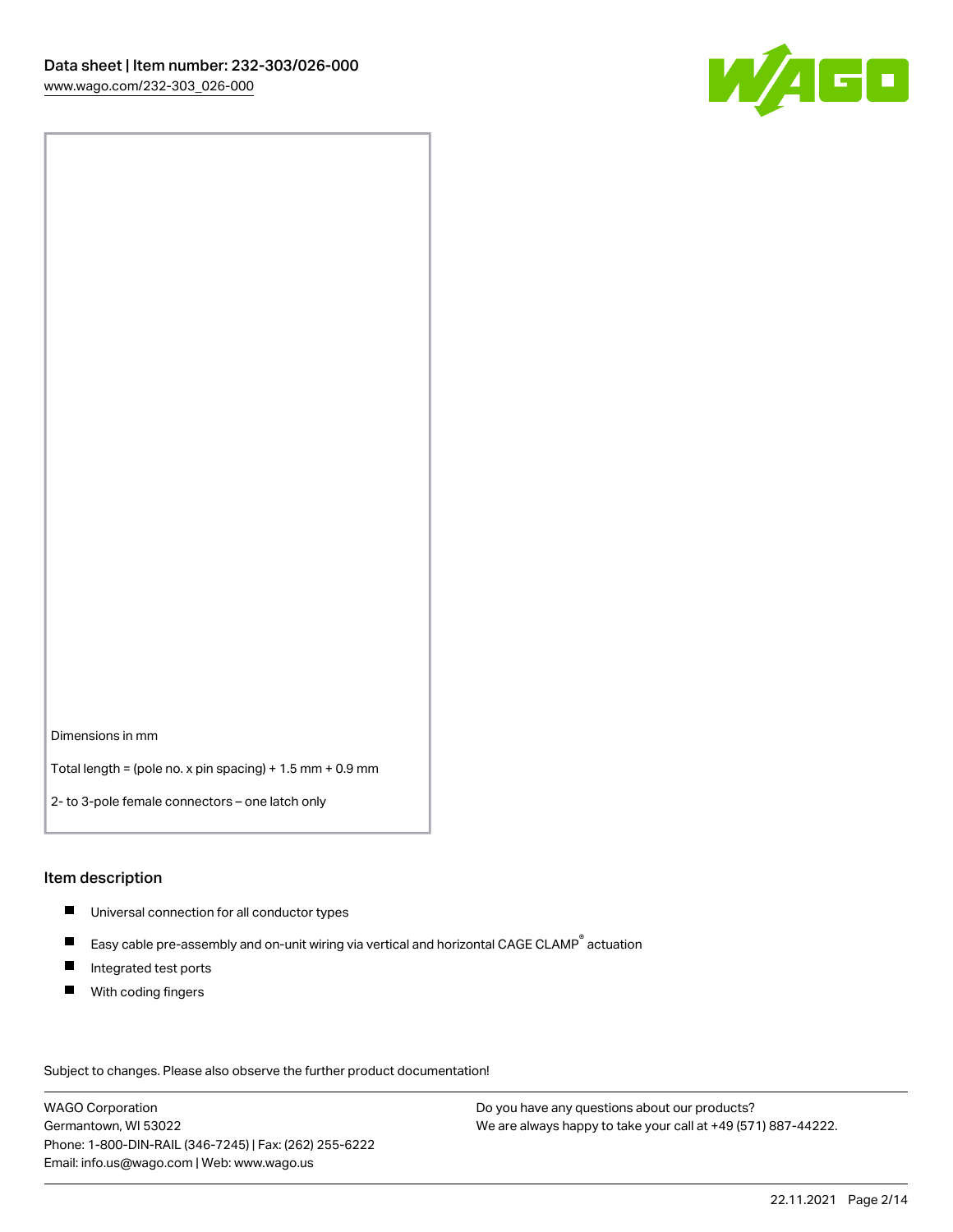Dimensions in mm

Total length = (pole no. x pin spacing) + 1.5 mm + 0.9 mm

2- to 3-pole female connectors – one latch only

## Item description

- Universal connection for all conductor types
- Easy cable pre-assembly and on-unit wiring via vertical and horizontal CAGE CLAMP® actuation
- Integrated test ports
- With coding fingers

Subject to changes. Please also observe the further product documentation!

WAGO Corporation
Germantown, WI 53022
Phone: 1-800-DIN-RAIL (346-7245) | Fax: (262) 255-6222
Email: info.us@wago.com | Web: www.wago.us

Do you have any questions about our products?
We are always happy to take your call at +49 (571) 887-44222.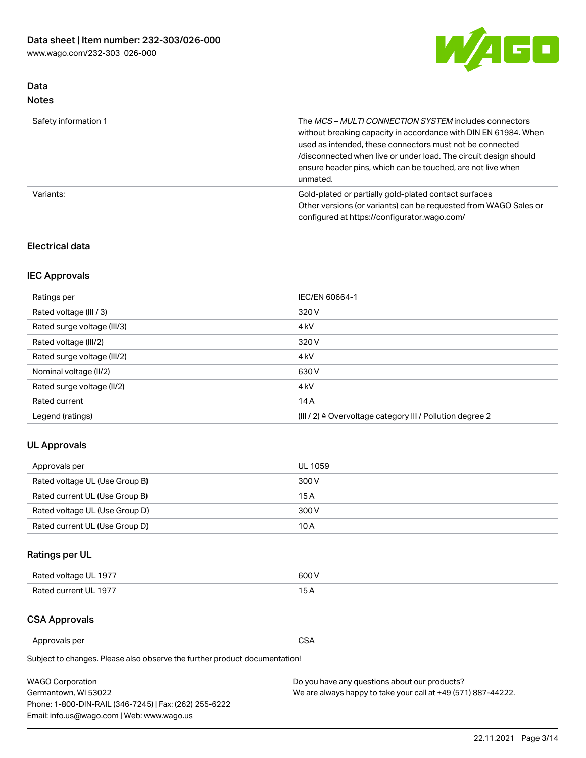## Data
### Notes

| | |
|---|---|
| Safety information 1 | The *MCS – MULTI CONNECTION SYSTEM* includes connectors without breaking capacity in accordance with DIN EN 61984. When used as intended, these connectors must not be connected /disconnected when live or under load. The circuit design should ensure header pins, which can be touched, are not live when unmated. |
| Variants: | Gold-plated or partially gold-plated contact surfaces<br>Other versions (or variants) can be requested from WAGO Sales or configured at https://configurator.wago.com/ |

### Electrical data

#### IEC Approvals

| | |
|---|---|
| Ratings per | IEC/EN 60664-1 |
| Rated voltage (III / 3) | 320 V |
| Rated surge voltage (III/3) | 4 kV |
| Rated voltage (III/2) | 320 V |
| Rated surge voltage (III/2) | 4 kV |
| Nominal voltage (II/2) | 630 V |
| Rated surge voltage (II/2) | 4 kV |
| Rated current | 14 A |
| Legend (ratings) | (III / 2) ≙ Overvoltage category III / Pollution degree 2 |

#### UL Approvals

| | |
|---|---|
| Approvals per | UL 1059 |
| Rated voltage UL (Use Group B) | 300 V |
| Rated current UL (Use Group B) | 15 A |
| Rated voltage UL (Use Group D) | 300 V |
| Rated current UL (Use Group D) | 10 A |

#### Ratings per UL

| | |
|---|---|
| Rated voltage UL 1977 | 600 V |
| Rated current UL 1977 | 15 A |

#### CSA Approvals

| | |
|---|---|
| Approvals per | CSA |

Subject to changes. Please also observe the further product documentation!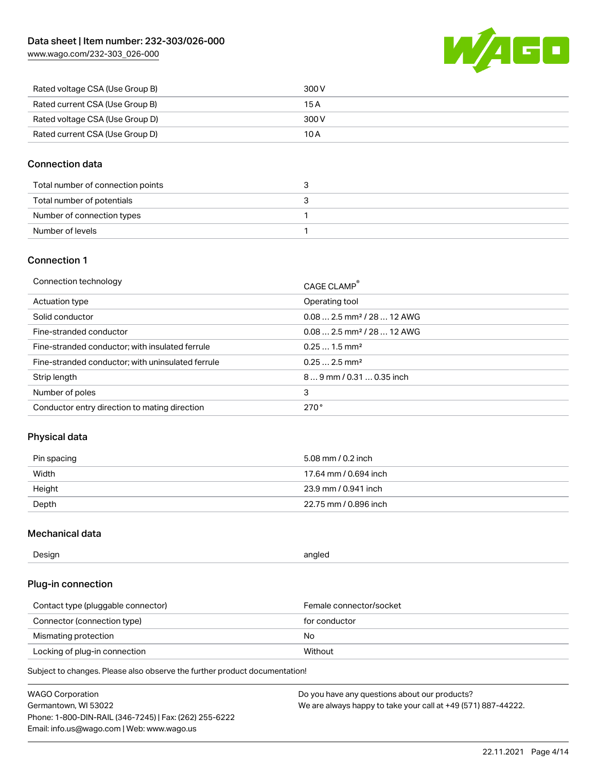| | |
|---|---|
| Rated voltage CSA (Use Group B) | 300 V |
| Rated current CSA (Use Group B) | 15 A |
| Rated voltage CSA (Use Group D) | 300 V |
| Rated current CSA (Use Group D) | 10 A |

## Connection data

| | |
|---|---|
| Total number of connection points | 3 |
| Total number of potentials | 3 |
| Number of connection types | 1 |
| Number of levels | 1 |

## Connection 1

| | |
|---|---|
| Connection technology | CAGE CLAMP® |
| Actuation type | Operating tool |
| Solid conductor | 0.08 … 2.5 mm² / 28 … 12 AWG |
| Fine-stranded conductor | 0.08 … 2.5 mm² / 28 … 12 AWG |
| Fine-stranded conductor; with insulated ferrule | 0.25 … 1.5 mm² |
| Fine-stranded conductor; with uninsulated ferrule | 0.25 … 2.5 mm² |
| Strip length | 8 … 9 mm / 0.31 … 0.35 inch |
| Number of poles | 3 |
| Conductor entry direction to mating direction | 270 ° |

## Physical data

| | |
|---|---|
| Pin spacing | 5.08 mm / 0.2 inch |
| Width | 17.64 mm / 0.694 inch |
| Height | 23.9 mm / 0.941 inch |
| Depth | 22.75 mm / 0.896 inch |

## Mechanical data

| | |
|---|---|
| Design | angled |

## Plug-in connection

| | |
|---|---|
| Contact type (pluggable connector) | Female connector/socket |
| Connector (connection type) | for conductor |
| Mismating protection | No |
| Locking of plug-in connection | Without |

Subject to changes. Please also observe the further product documentation!

WAGO Corporation
Germantown, WI 53022
Phone: 1-800-DIN-RAIL (346-7245) | Fax: (262) 255-6222
Email: info.us@wago.com | Web: www.wago.us

Do you have any questions about our products?
We are always happy to take your call at +49 (571) 887-44222.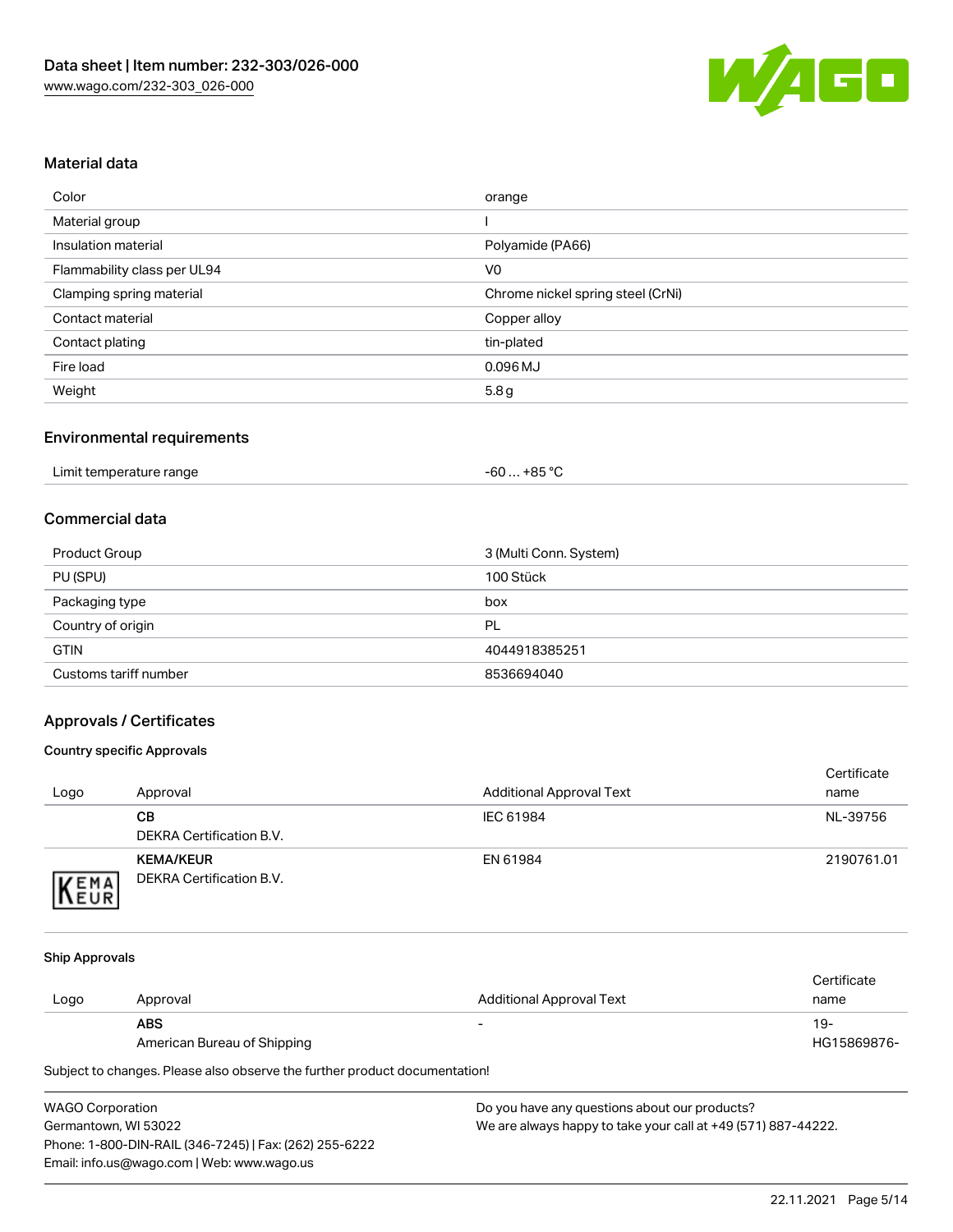## Material data

| | |
|---|---|
| Color | orange |
| Material group | I |
| Insulation material | Polyamide (PA66) |
| Flammability class per UL94 | V0 |
| Clamping spring material | Chrome nickel spring steel (CrNi) |
| Contact material | Copper alloy |
| Contact plating | tin-plated |
| Fire load | 0.096 MJ |
| Weight | 5.8 g |

## Environmental requirements

| | |
|---|---|
| Limit temperature range | -60 … +85 °C |

## Commercial data

| | |
|---|---|
| Product Group | 3 (Multi Conn. System) |
| PU (SPU) | 100 Stück |
| Packaging type | box |
| Country of origin | PL |
| GTIN | 4044918385251 |
| Customs tariff number | 8536694040 |

## Approvals / Certificates

### Country specific Approvals

| Logo | Approval | Additional Approval Text | Certificate name |
|---|---|---|---|
| | **CB**<br>DEKRA Certification B.V. | IEC 61984 | NL-39756 |
| | **KEMA/KEUR**<br>DEKRA Certification B.V. | EN 61984 | 2190761.01 |

### Ship Approvals

| Logo | Approval | Additional Approval Text | Certificate name |
|---|---|---|---|
| | **ABS**<br>American Bureau of Shipping | - | 19-HG15869876- |

Subject to changes. Please also observe the further product documentation!

WAGO Corporation
Germantown, WI 53022
Phone: 1-800-DIN-RAIL (346-7245) | Fax: (262) 255-6222
Email: info.us@wago.com | Web: www.wago.us

Do you have any questions about our products?
We are always happy to take your call at +49 (571) 887-44222.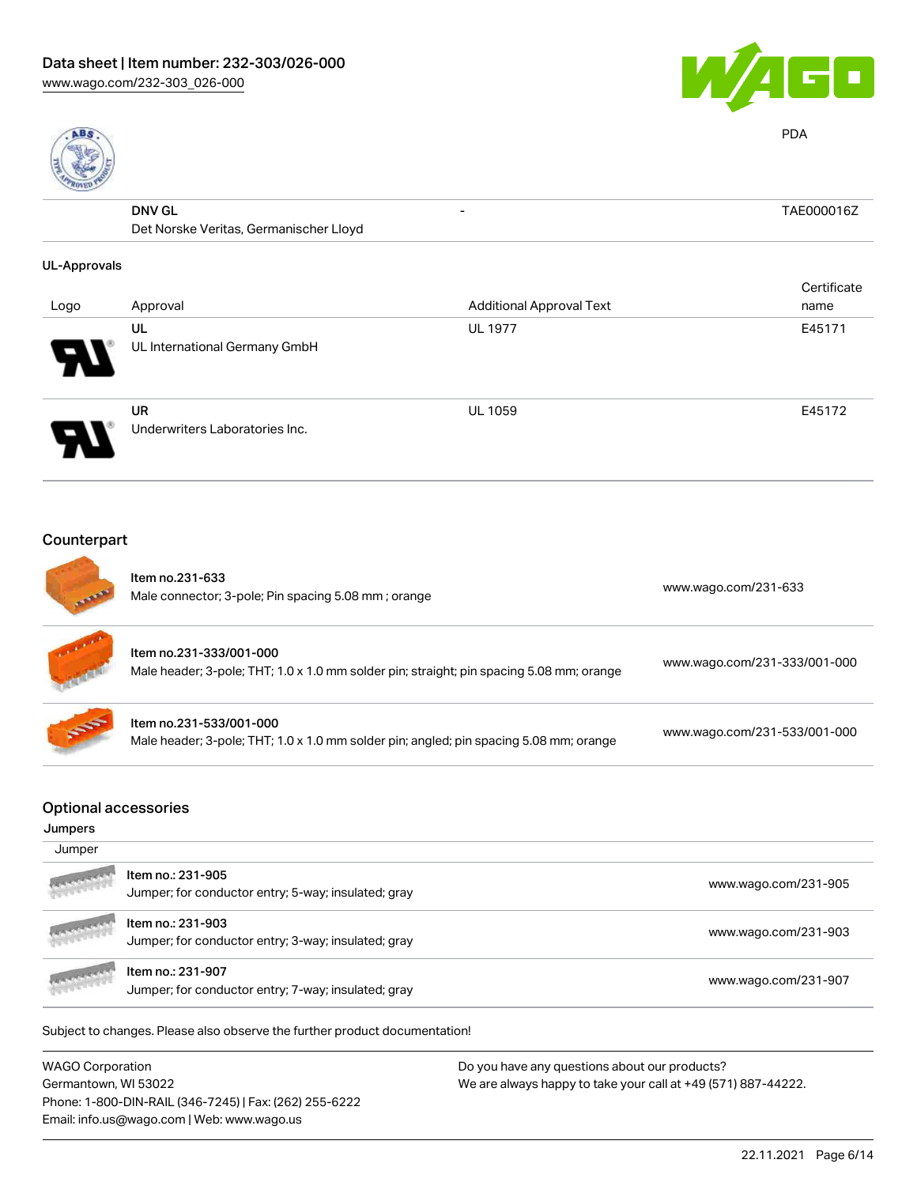| | | | PDA |
|---|---|---|---|
| | **DNV GL**<br>Det Norske Veritas, Germanischer Lloyd | - | TAE000016Z |

**UL-Approvals**

| Logo | Approval | Additional Approval Text | Certificate name |
|---|---|---|---|
| | **UL**<br>UL International Germany GmbH | UL 1977 | E45171 |
| | **UR**<br>Underwriters Laboratories Inc. | UL 1059 | E45172 |

## Counterpart

| | | |
|---|---|---|
| | **Item no.231-633**<br>Male connector; 3-pole; Pin spacing 5.08 mm ; orange | www.wago.com/231-633 |
| | **Item no.231-333/001-000**<br>Male header; 3-pole; THT; 1.0 x 1.0 mm solder pin; straight; pin spacing 5.08 mm; orange | www.wago.com/231-333/001-000 |
| | **Item no.231-533/001-000**<br>Male header; 3-pole; THT; 1.0 x 1.0 mm solder pin; angled; pin spacing 5.08 mm; orange | www.wago.com/231-533/001-000 |

## Optional accessories

**Jumpers**

| Jumper | | |
|---|---|---|
| | **Item no.: 231-905**<br>Jumper; for conductor entry; 5-way; insulated; gray | www.wago.com/231-905 |
| | **Item no.: 231-903**<br>Jumper; for conductor entry; 3-way; insulated; gray | www.wago.com/231-903 |
| | **Item no.: 231-907**<br>Jumper; for conductor entry; 7-way; insulated; gray | www.wago.com/231-907 |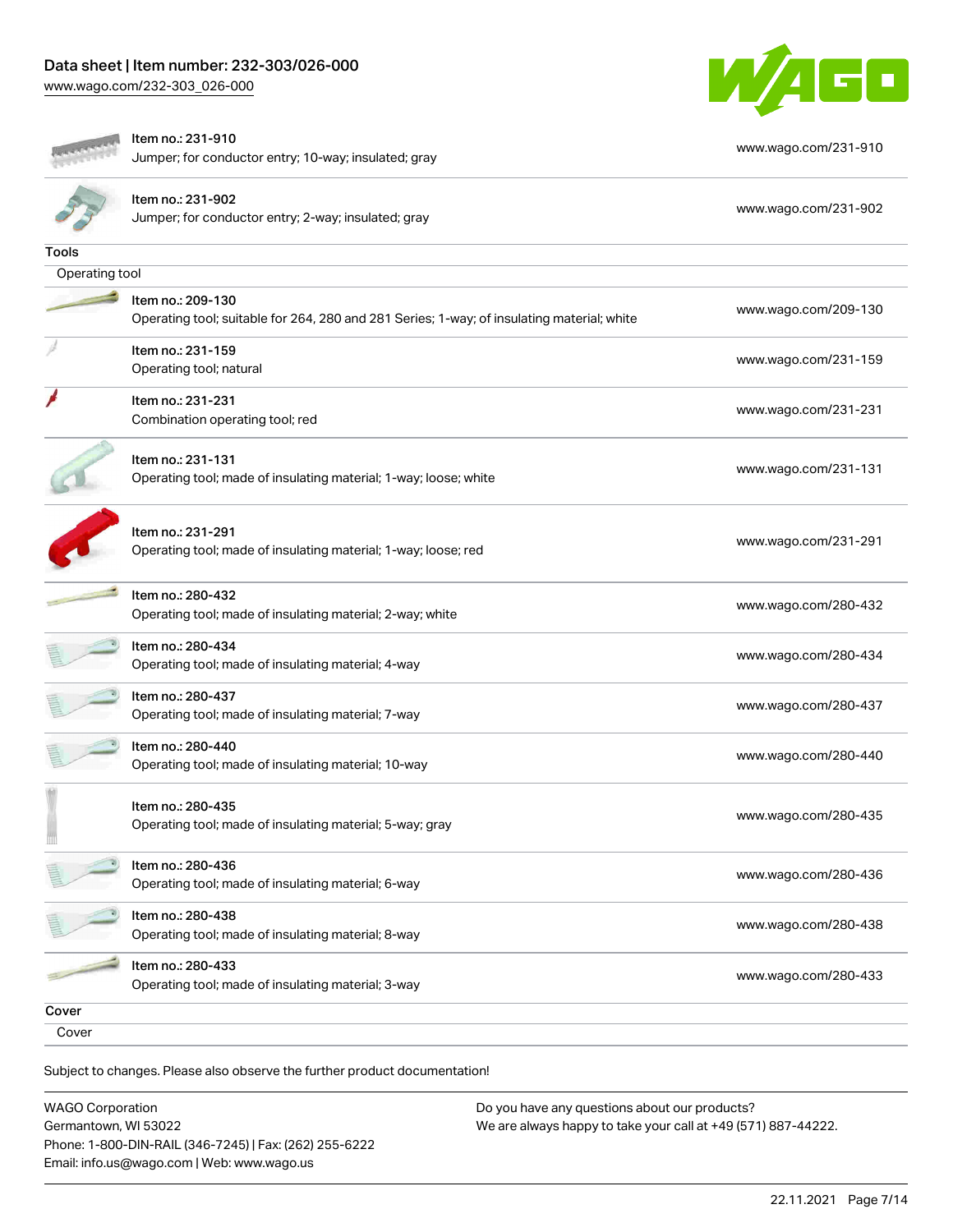| | | |
|---|---|---|
| | Item no.: 231-910<br>Jumper; for conductor entry; 10-way; insulated; gray | www.wago.com/231-910 |
| | Item no.: 231-902<br>Jumper; for conductor entry; 2-way; insulated; gray | www.wago.com/231-902 |

## Tools

Operating tool

| | | |
|---|---|---|
| | Item no.: 209-130<br>Operating tool; suitable for 264, 280 and 281 Series; 1-way; of insulating material; white | www.wago.com/209-130 |
| | Item no.: 231-159<br>Operating tool; natural | www.wago.com/231-159 |
| | Item no.: 231-231<br>Combination operating tool; red | www.wago.com/231-231 |
| | Item no.: 231-131<br>Operating tool; made of insulating material; 1-way; loose; white | www.wago.com/231-131 |
| | Item no.: 231-291<br>Operating tool; made of insulating material; 1-way; loose; red | www.wago.com/231-291 |
| | Item no.: 280-432<br>Operating tool; made of insulating material; 2-way; white | www.wago.com/280-432 |
| | Item no.: 280-434<br>Operating tool; made of insulating material; 4-way | www.wago.com/280-434 |
| | Item no.: 280-437<br>Operating tool; made of insulating material; 7-way | www.wago.com/280-437 |
| | Item no.: 280-440<br>Operating tool; made of insulating material; 10-way | www.wago.com/280-440 |
| | Item no.: 280-435<br>Operating tool; made of insulating material; 5-way; gray | www.wago.com/280-435 |
| | Item no.: 280-436<br>Operating tool; made of insulating material; 6-way | www.wago.com/280-436 |
| | Item no.: 280-438<br>Operating tool; made of insulating material; 8-way | www.wago.com/280-438 |
| | Item no.: 280-433<br>Operating tool; made of insulating material; 3-way | www.wago.com/280-433 |

## Cover

Cover

Subject to changes. Please also observe the further product documentation!

WAGO Corporation
Germantown, WI 53022
Phone: 1-800-DIN-RAIL (346-7245) | Fax: (262) 255-6222
Email: info.us@wago.com | Web: www.wago.us

Do you have any questions about our products?
We are always happy to take your call at +49 (571) 887-44222.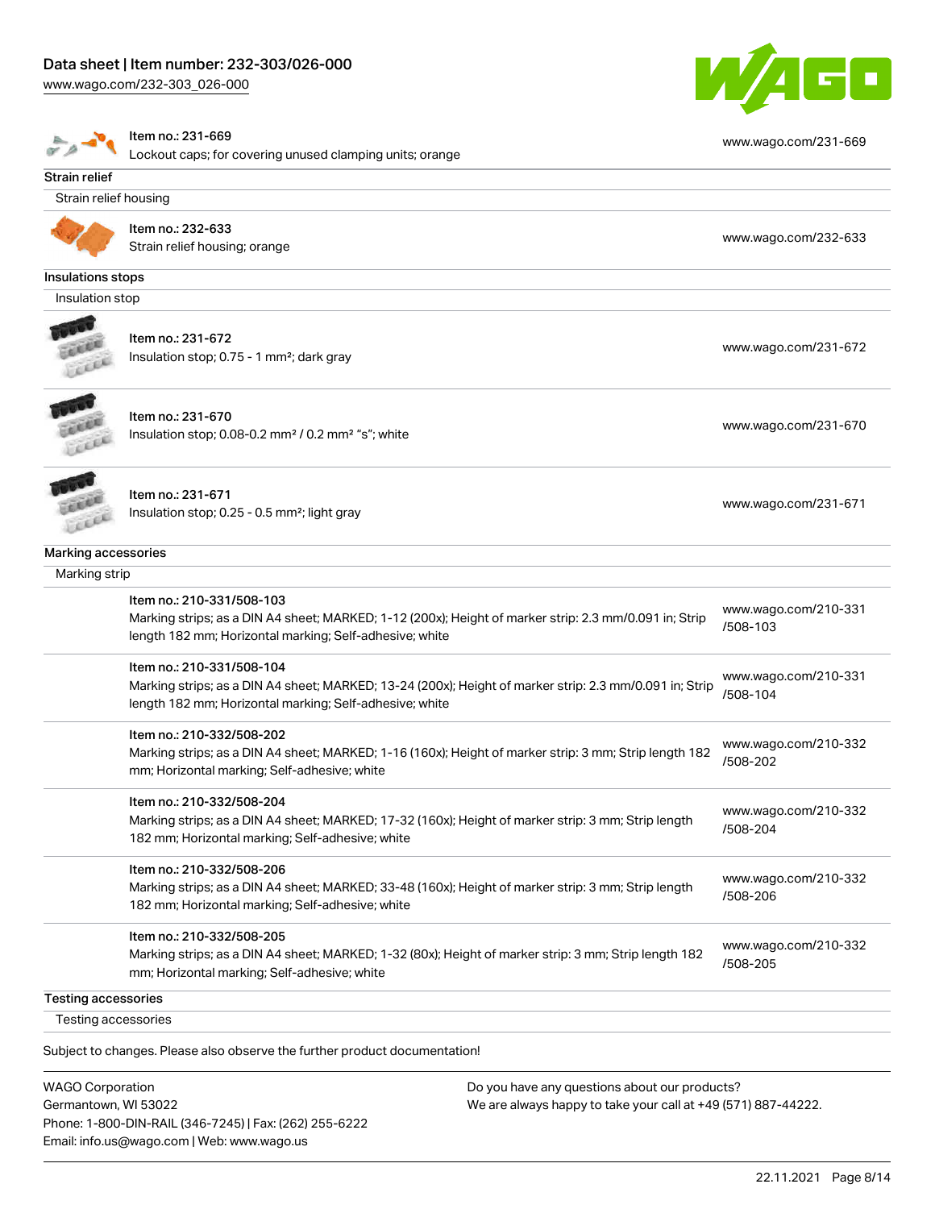| | | |
|---|---|---|
| | Item no.: 231-669<br>Lockout caps; for covering unused clamping units; orange | www.wago.com/231-669 |

**Strain relief**

Strain relief housing

| | | |
|---|---|---|
| | Item no.: 232-633<br>Strain relief housing; orange | www.wago.com/232-633 |

**Insulations stops**

Insulation stop

| | | |
|---|---|---|
| | Item no.: 231-672<br>Insulation stop; 0.75 - 1 mm²; dark gray | www.wago.com/231-672 |
| | Item no.: 231-670<br>Insulation stop; 0.08-0.2 mm² / 0.2 mm² "s"; white | www.wago.com/231-670 |
| | Item no.: 231-671<br>Insulation stop; 0.25 - 0.5 mm²; light gray | www.wago.com/231-671 |

**Marking accessories**

Marking strip

| | | |
|---|---|---|
| | Item no.: 210-331/508-103<br>Marking strips; as a DIN A4 sheet; MARKED; 1-12 (200x); Height of marker strip: 2.3 mm/0.091 in; Strip length 182 mm; Horizontal marking; Self-adhesive; white | www.wago.com/210-331/508-103 |
| | Item no.: 210-331/508-104<br>Marking strips; as a DIN A4 sheet; MARKED; 13-24 (200x); Height of marker strip: 2.3 mm/0.091 in; Strip length 182 mm; Horizontal marking; Self-adhesive; white | www.wago.com/210-331/508-104 |
| | Item no.: 210-332/508-202<br>Marking strips; as a DIN A4 sheet; MARKED; 1-16 (160x); Height of marker strip: 3 mm; Strip length 182 mm; Horizontal marking; Self-adhesive; white | www.wago.com/210-332/508-202 |
| | Item no.: 210-332/508-204<br>Marking strips; as a DIN A4 sheet; MARKED; 17-32 (160x); Height of marker strip: 3 mm; Strip length 182 mm; Horizontal marking; Self-adhesive; white | www.wago.com/210-332/508-204 |
| | Item no.: 210-332/508-206<br>Marking strips; as a DIN A4 sheet; MARKED; 33-48 (160x); Height of marker strip: 3 mm; Strip length 182 mm; Horizontal marking; Self-adhesive; white | www.wago.com/210-332/508-206 |
| | Item no.: 210-332/508-205<br>Marking strips; as a DIN A4 sheet; MARKED; 1-32 (80x); Height of marker strip: 3 mm; Strip length 182 mm; Horizontal marking; Self-adhesive; white | www.wago.com/210-332/508-205 |

**Testing accessories**

Testing accessories

Subject to changes. Please also observe the further product documentation!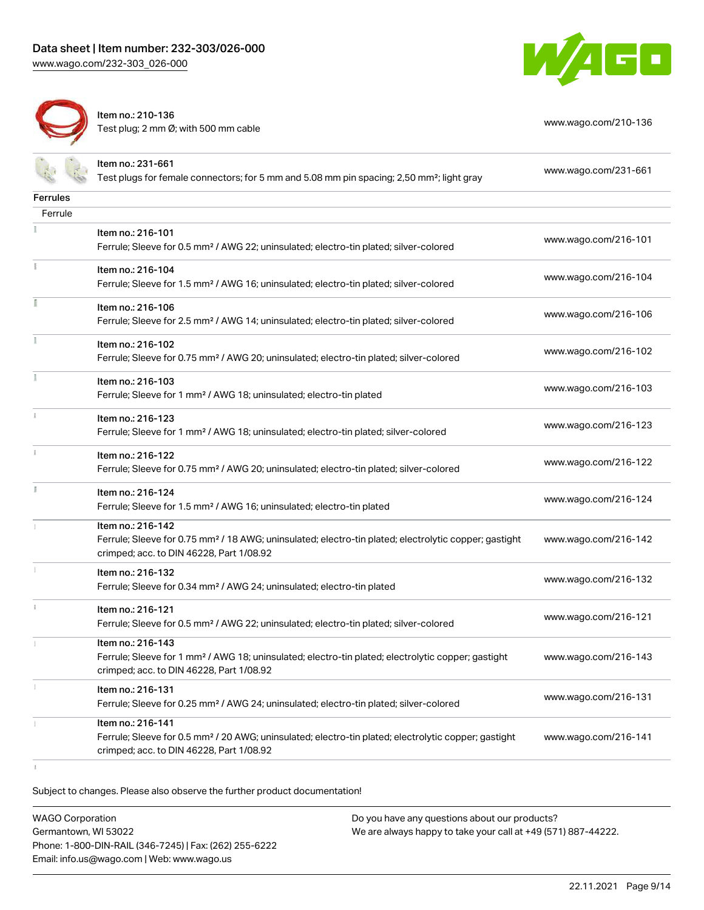| | | |
|---|---|---|
| | Item no.: 210-136<br>Test plug; 2 mm Ø; with 500 mm cable | www.wago.com/210-136 |
| | Item no.: 231-661<br>Test plugs for female connectors; for 5 mm and 5.08 mm pin spacing; 2,50 mm²; light gray | www.wago.com/231-661 |

## Ferrules

Ferrule

| | | |
|---|---|---|
| | Item no.: 216-101<br>Ferrule; Sleeve for 0.5 mm² / AWG 22; uninsulated; electro-tin plated; silver-colored | www.wago.com/216-101 |
| | Item no.: 216-104<br>Ferrule; Sleeve for 1.5 mm² / AWG 16; uninsulated; electro-tin plated; silver-colored | www.wago.com/216-104 |
| | Item no.: 216-106<br>Ferrule; Sleeve for 2.5 mm² / AWG 14; uninsulated; electro-tin plated; silver-colored | www.wago.com/216-106 |
| | Item no.: 216-102<br>Ferrule; Sleeve for 0.75 mm² / AWG 20; uninsulated; electro-tin plated; silver-colored | www.wago.com/216-102 |
| | Item no.: 216-103<br>Ferrule; Sleeve for 1 mm² / AWG 18; uninsulated; electro-tin plated | www.wago.com/216-103 |
| | Item no.: 216-123<br>Ferrule; Sleeve for 1 mm² / AWG 18; uninsulated; electro-tin plated; silver-colored | www.wago.com/216-123 |
| | Item no.: 216-122<br>Ferrule; Sleeve for 0.75 mm² / AWG 20; uninsulated; electro-tin plated; silver-colored | www.wago.com/216-122 |
| | Item no.: 216-124<br>Ferrule; Sleeve for 1.5 mm² / AWG 16; uninsulated; electro-tin plated | www.wago.com/216-124 |
| | Item no.: 216-142<br>Ferrule; Sleeve for 0.75 mm² / 18 AWG; uninsulated; electro-tin plated; electrolytic copper; gastight crimped; acc. to DIN 46228, Part 1/08.92 | www.wago.com/216-142 |
| | Item no.: 216-132<br>Ferrule; Sleeve for 0.34 mm² / AWG 24; uninsulated; electro-tin plated | www.wago.com/216-132 |
| | Item no.: 216-121<br>Ferrule; Sleeve for 0.5 mm² / AWG 22; uninsulated; electro-tin plated; silver-colored | www.wago.com/216-121 |
| | Item no.: 216-143<br>Ferrule; Sleeve for 1 mm² / AWG 18; uninsulated; electro-tin plated; electrolytic copper; gastight crimped; acc. to DIN 46228, Part 1/08.92 | www.wago.com/216-143 |
| | Item no.: 216-131<br>Ferrule; Sleeve for 0.25 mm² / AWG 24; uninsulated; electro-tin plated; silver-colored | www.wago.com/216-131 |
| | Item no.: 216-141<br>Ferrule; Sleeve for 0.5 mm² / 20 AWG; uninsulated; electro-tin plated; electrolytic copper; gastight crimped; acc. to DIN 46228, Part 1/08.92 | www.wago.com/216-141 |

Subject to changes. Please also observe the further product documentation!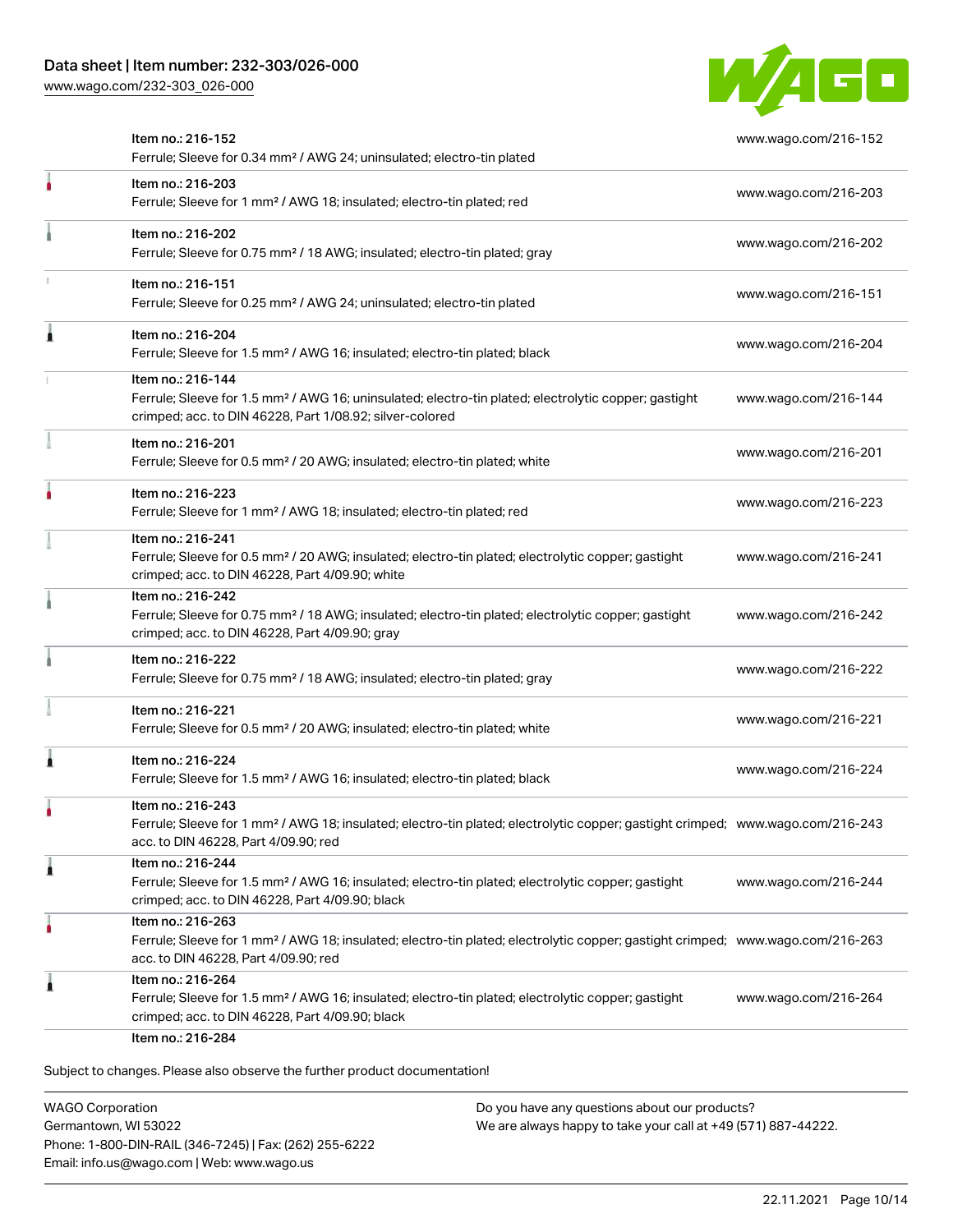| Item | Link |
| --- | --- |
| Item no.: 216-152<br>Ferrule; Sleeve for 0.34 mm² / AWG 24; uninsulated; electro-tin plated | www.wago.com/216-152 |
| Item no.: 216-203<br>Ferrule; Sleeve for 1 mm² / AWG 18; insulated; electro-tin plated; red | www.wago.com/216-203 |
| Item no.: 216-202<br>Ferrule; Sleeve for 0.75 mm² / 18 AWG; insulated; electro-tin plated; gray | www.wago.com/216-202 |
| Item no.: 216-151<br>Ferrule; Sleeve for 0.25 mm² / AWG 24; uninsulated; electro-tin plated | www.wago.com/216-151 |
| Item no.: 216-204<br>Ferrule; Sleeve for 1.5 mm² / AWG 16; insulated; electro-tin plated; black | www.wago.com/216-204 |
| Item no.: 216-144<br>Ferrule; Sleeve for 1.5 mm² / AWG 16; uninsulated; electro-tin plated; electrolytic copper; gastight crimped; acc. to DIN 46228, Part 1/08.92; silver-colored | www.wago.com/216-144 |
| Item no.: 216-201<br>Ferrule; Sleeve for 0.5 mm² / 20 AWG; insulated; electro-tin plated; white | www.wago.com/216-201 |
| Item no.: 216-223<br>Ferrule; Sleeve for 1 mm² / AWG 18; insulated; electro-tin plated; red | www.wago.com/216-223 |
| Item no.: 216-241<br>Ferrule; Sleeve for 0.5 mm² / 20 AWG; insulated; electro-tin plated; electrolytic copper; gastight crimped; acc. to DIN 46228, Part 4/09.90; white | www.wago.com/216-241 |
| Item no.: 216-242<br>Ferrule; Sleeve for 0.75 mm² / 18 AWG; insulated; electro-tin plated; electrolytic copper; gastight crimped; acc. to DIN 46228, Part 4/09.90; gray | www.wago.com/216-242 |
| Item no.: 216-222<br>Ferrule; Sleeve for 0.75 mm² / 18 AWG; insulated; electro-tin plated; gray | www.wago.com/216-222 |
| Item no.: 216-221<br>Ferrule; Sleeve for 0.5 mm² / 20 AWG; insulated; electro-tin plated; white | www.wago.com/216-221 |
| Item no.: 216-224<br>Ferrule; Sleeve for 1.5 mm² / AWG 16; insulated; electro-tin plated; black | www.wago.com/216-224 |
| Item no.: 216-243<br>Ferrule; Sleeve for 1 mm² / AWG 18; insulated; electro-tin plated; electrolytic copper; gastight crimped; acc. to DIN 46228, Part 4/09.90; red | www.wago.com/216-243 |
| Item no.: 216-244<br>Ferrule; Sleeve for 1.5 mm² / AWG 16; insulated; electro-tin plated; electrolytic copper; gastight crimped; acc. to DIN 46228, Part 4/09.90; black | www.wago.com/216-244 |
| Item no.: 216-263<br>Ferrule; Sleeve for 1 mm² / AWG 18; insulated; electro-tin plated; electrolytic copper; gastight crimped; acc. to DIN 46228, Part 4/09.90; red | www.wago.com/216-263 |
| Item no.: 216-264<br>Ferrule; Sleeve for 1.5 mm² / AWG 16; insulated; electro-tin plated; electrolytic copper; gastight crimped; acc. to DIN 46228, Part 4/09.90; black | www.wago.com/216-264 |
| Item no.: 216-284 | |

Subject to changes. Please also observe the further product documentation!

WAGO Corporation
Germantown, WI 53022
Phone: 1-800-DIN-RAIL (346-7245) | Fax: (262) 255-6222
Email: info.us@wago.com | Web: www.wago.us

Do you have any questions about our products?
We are always happy to take your call at +49 (571) 887-44222.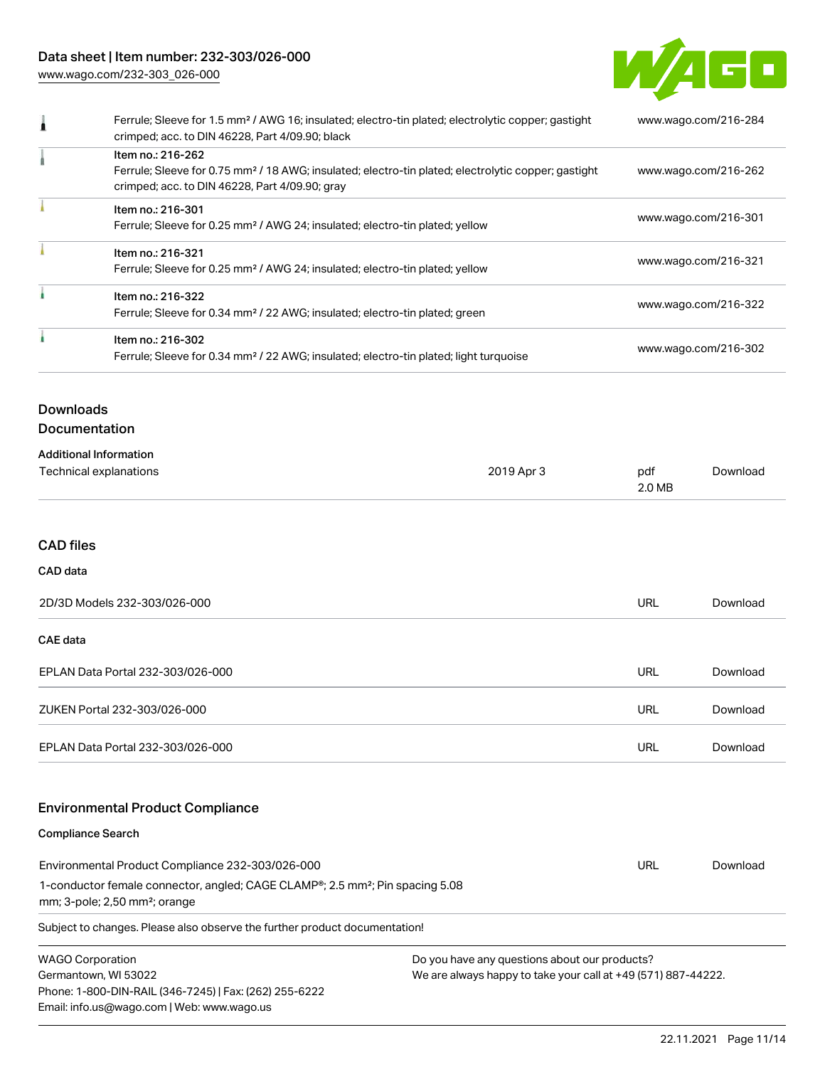| | | |
|---|---|---|
| | Ferrule; Sleeve for 1.5 mm² / AWG 16; insulated; electro-tin plated; electrolytic copper; gastight crimped; acc. to DIN 46228, Part 4/09.90; black | www.wago.com/216-284 |
| | Item no.: 216-262<br>Ferrule; Sleeve for 0.75 mm² / 18 AWG; insulated; electro-tin plated; electrolytic copper; gastight crimped; acc. to DIN 46228, Part 4/09.90; gray | www.wago.com/216-262 |
| | Item no.: 216-301<br>Ferrule; Sleeve for 0.25 mm² / AWG 24; insulated; electro-tin plated; yellow | www.wago.com/216-301 |
| | Item no.: 216-321<br>Ferrule; Sleeve for 0.25 mm² / AWG 24; insulated; electro-tin plated; yellow | www.wago.com/216-321 |
| | Item no.: 216-322<br>Ferrule; Sleeve for 0.34 mm² / 22 AWG; insulated; electro-tin plated; green | www.wago.com/216-322 |
| | Item no.: 216-302<br>Ferrule; Sleeve for 0.34 mm² / 22 AWG; insulated; electro-tin plated; light turquoise | www.wago.com/216-302 |

## Downloads

### Documentation

**Additional Information**

| | | | |
|---|---|---|---|
| Technical explanations | 2019 Apr 3 | pdf<br>2.0 MB | Download |

### CAD files

**CAD data**

| | | |
|---|---|---|
| 2D/3D Models 232-303/026-000 | URL | Download |

**CAE data**

| | | |
|---|---|---|
| EPLAN Data Portal 232-303/026-000 | URL | Download |
| ZUKEN Portal 232-303/026-000 | URL | Download |
| EPLAN Data Portal 232-303/026-000 | URL | Download |

### Environmental Product Compliance

**Compliance Search**

| | | |
|---|---|---|
| Environmental Product Compliance 232-303/026-000<br>1-conductor female connector, angled; CAGE CLAMP®; 2.5 mm²; Pin spacing 5.08 mm; 3-pole; 2,50 mm²; orange | URL | Download |

Subject to changes. Please also observe the further product documentation!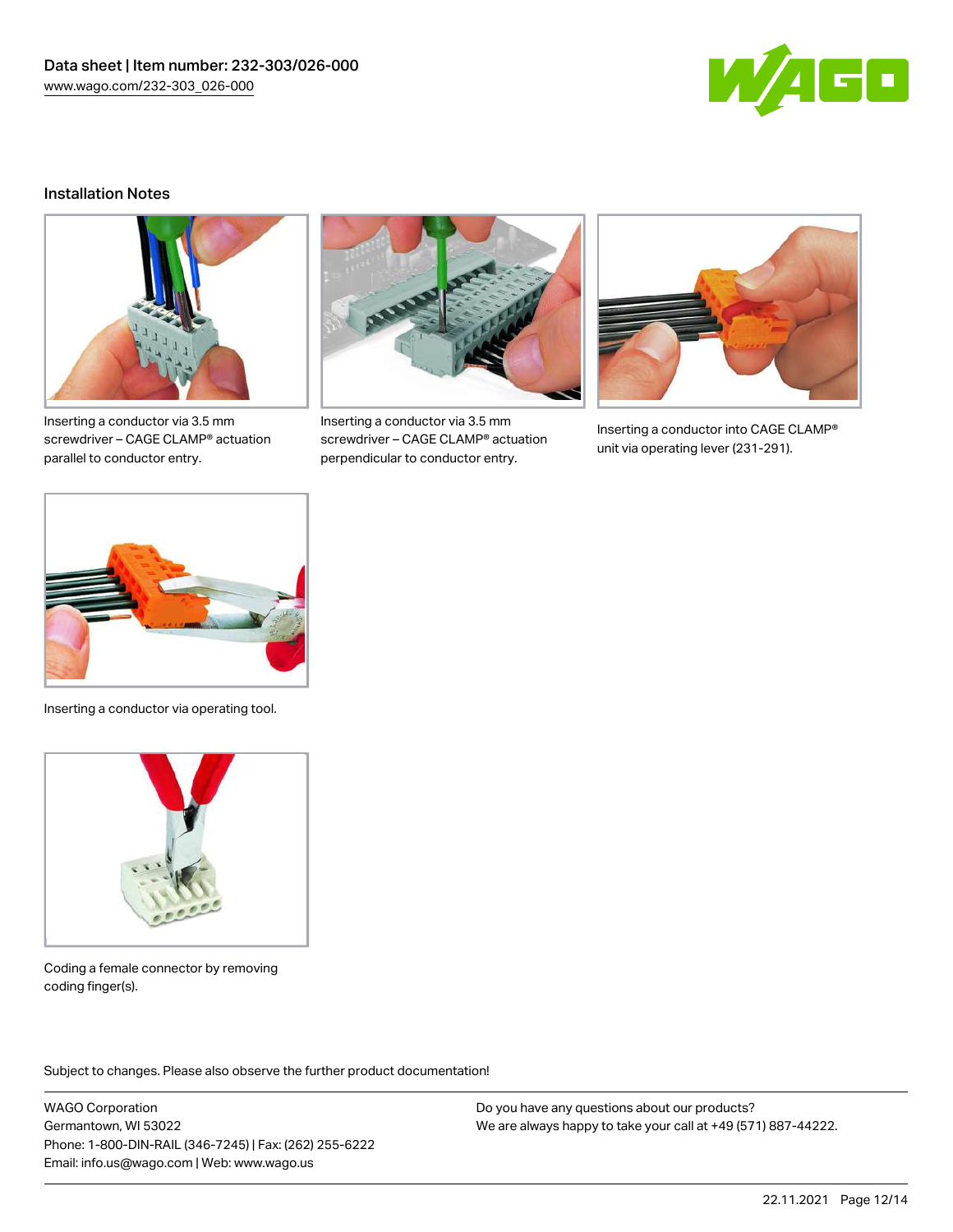## Installation Notes

Inserting a conductor via 3.5 mm screwdriver – CAGE CLAMP® actuation parallel to conductor entry.

Inserting a conductor via 3.5 mm screwdriver – CAGE CLAMP® actuation perpendicular to conductor entry.

Inserting a conductor into CAGE CLAMP® unit via operating lever (231-291).

Inserting a conductor via operating tool.

Coding a female connector by removing coding finger(s).

Subject to changes. Please also observe the further product documentation!

WAGO Corporation
Germantown, WI 53022
Phone: 1-800-DIN-RAIL (346-7245) | Fax: (262) 255-6222
Email: info.us@wago.com | Web: www.wago.us

Do you have any questions about our products?
We are always happy to take your call at +49 (571) 887-44222.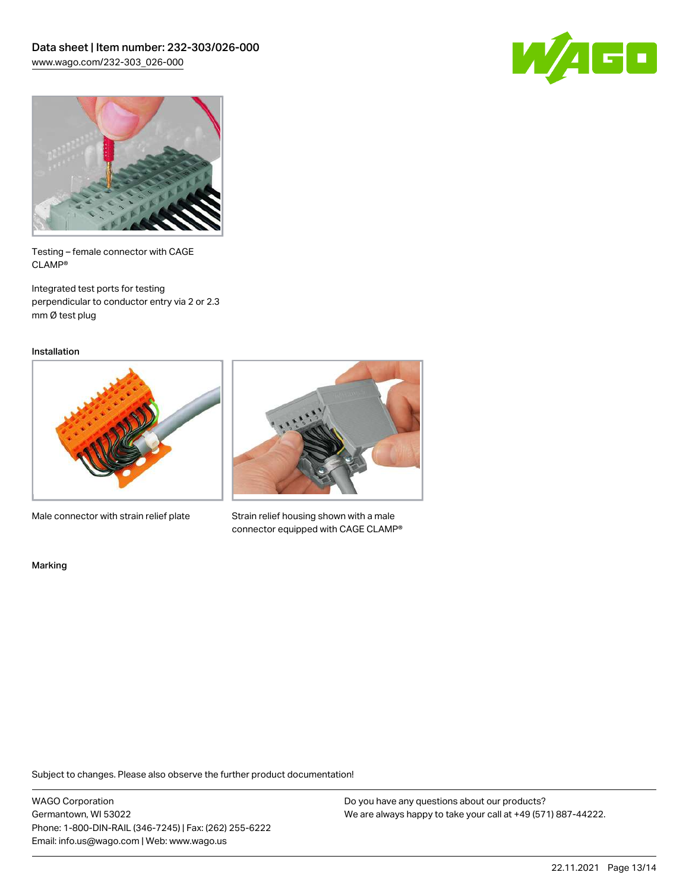Testing – female connector with CAGE CLAMP®

Integrated test ports for testing perpendicular to conductor entry via 2 or 2.3 mm Ø test plug

### Installation

Male connector with strain relief plate

Strain relief housing shown with a male connector equipped with CAGE CLAMP®

### Marking

Subject to changes. Please also observe the further product documentation!

WAGO Corporation
Germantown, WI 53022
Phone: 1-800-DIN-RAIL (346-7245) | Fax: (262) 255-6222
Email: info.us@wago.com | Web: www.wago.us

Do you have any questions about our products?
We are always happy to take your call at +49 (571) 887-44222.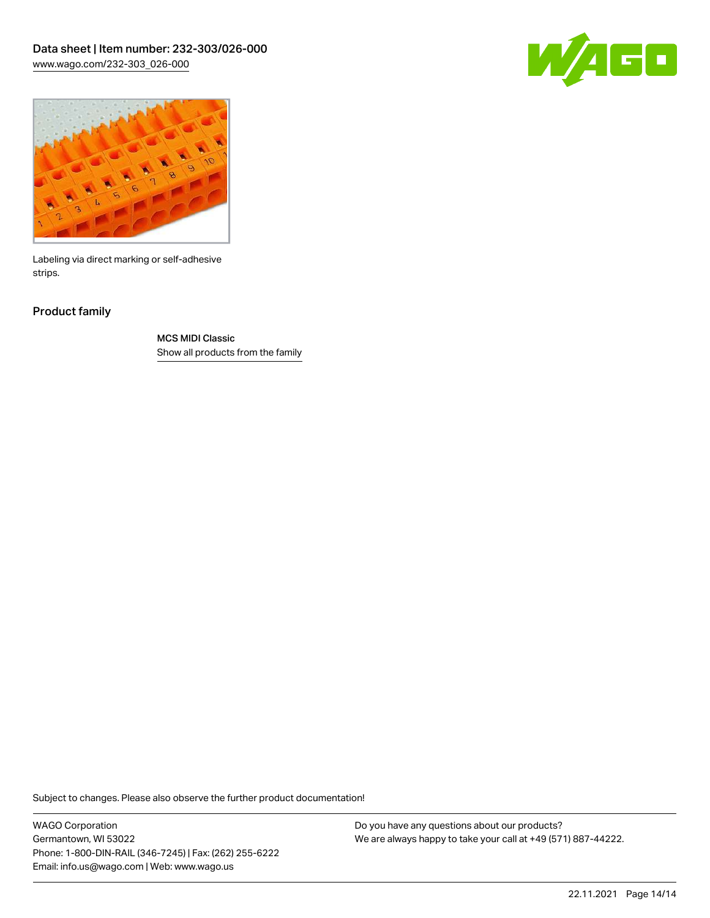Labeling via direct marking or self-adhesive strips.

## Product family

MCS MIDI Classic
Show all products from the family

Subject to changes. Please also observe the further product documentation!

WAGO Corporation
Germantown, WI 53022
Phone: 1-800-DIN-RAIL (346-7245) | Fax: (262) 255-6222
Email: info.us@wago.com | Web: www.wago.us

Do you have any questions about our products?
We are always happy to take your call at +49 (571) 887-44222.